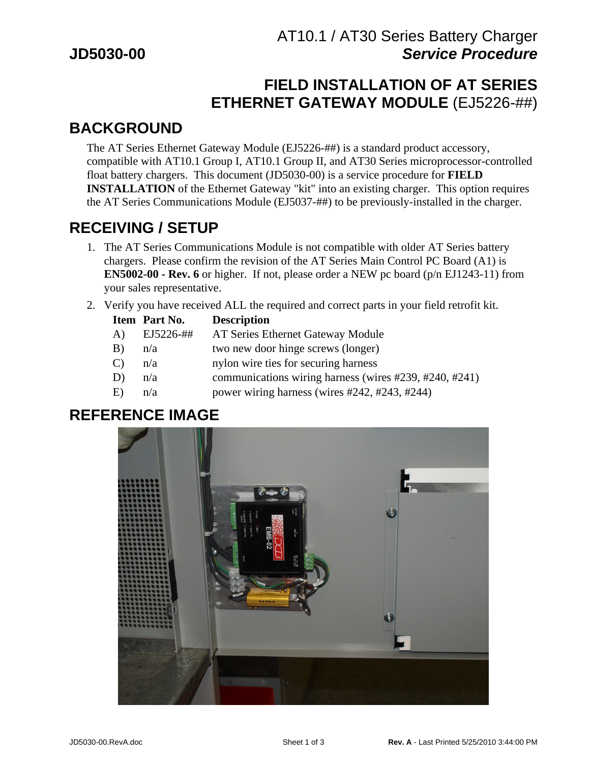AT10.1 / AT30 Series Battery Charger

**JD5030-00** ***Service Procedure***

# FIELD INSTALLATION OF AT SERIES ETHERNET GATEWAY MODULE (EJ5226-##)

## BACKGROUND

The AT Series Ethernet Gateway Module (EJ5226-##) is a standard product accessory, compatible with AT10.1 Group I, AT10.1 Group II, and AT30 Series microprocessor-controlled float battery chargers. This document (JD5030-00) is a service procedure for **FIELD INSTALLATION** of the Ethernet Gateway "kit" into an existing charger. This option requires the AT Series Communications Module (EJ5037-##) to be previously-installed in the charger.

## RECEIVING / SETUP

1. The AT Series Communications Module is not compatible with older AT Series battery chargers. Please confirm the revision of the AT Series Main Control PC Board (A1) is **EN5002-00 - Rev. 6** or higher. If not, please order a NEW pc board (p/n EJ1243-11) from your sales representative.
2. Verify you have received ALL the required and correct parts in your field retrofit kit.

| Item | Part No. | Description |
|---|---|---|
| A) | EJ5226-## | AT Series Ethernet Gateway Module |
| B) | n/a | two new door hinge screws (longer) |
| C) | n/a | nylon wire ties for securing harness |
| D) | n/a | communications wiring harness (wires #239, #240, #241) |
| E) | n/a | power wiring harness (wires #242, #243, #244) |

## REFERENCE IMAGE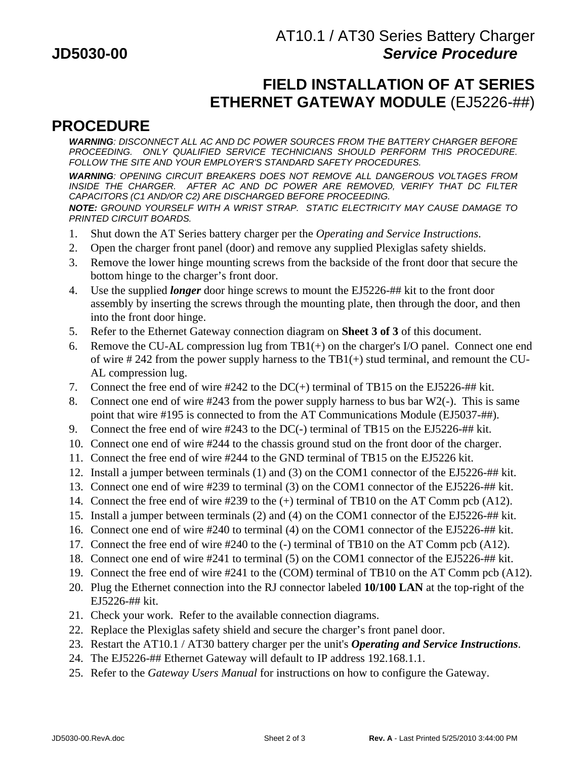# FIELD INSTALLATION OF AT SERIES ETHERNET GATEWAY MODULE (EJ5226-##)

## PROCEDURE

***WARNING**: DISCONNECT ALL AC AND DC POWER SOURCES FROM THE BATTERY CHARGER BEFORE PROCEEDING. ONLY QUALIFIED SERVICE TECHNICIANS SHOULD PERFORM THIS PROCEDURE. FOLLOW THE SITE AND YOUR EMPLOYER'S STANDARD SAFETY PROCEDURES.*

***WARNING**: OPENING CIRCUIT BREAKERS DOES NOT REMOVE ALL DANGEROUS VOLTAGES FROM INSIDE THE CHARGER. AFTER AC AND DC POWER ARE REMOVED, VERIFY THAT DC FILTER CAPACITORS (C1 AND/OR C2) ARE DISCHARGED BEFORE PROCEEDING.*

***NOTE:** GROUND YOURSELF WITH A WRIST STRAP. STATIC ELECTRICITY MAY CAUSE DAMAGE TO PRINTED CIRCUIT BOARDS.*

1. Shut down the AT Series battery charger per the *Operating and Service Instructions*.
2. Open the charger front panel (door) and remove any supplied Plexiglas safety shields.
3. Remove the lower hinge mounting screws from the backside of the front door that secure the bottom hinge to the charger's front door.
4. Use the supplied ***longer*** door hinge screws to mount the EJ5226-## kit to the front door assembly by inserting the screws through the mounting plate, then through the door, and then into the front door hinge.
5. Refer to the Ethernet Gateway connection diagram on **Sheet 3 of 3** of this document.
6. Remove the CU-AL compression lug from TB1(+) on the charger's I/O panel. Connect one end of wire # 242 from the power supply harness to the TB1(+) stud terminal, and remount the CU-AL compression lug.
7. Connect the free end of wire #242 to the DC(+) terminal of TB15 on the EJ5226-## kit.
8. Connect one end of wire #243 from the power supply harness to bus bar W2(-). This is same point that wire #195 is connected to from the AT Communications Module (EJ5037-##).
9. Connect the free end of wire #243 to the DC(-) terminal of TB15 on the EJ5226-## kit.
10. Connect one end of wire #244 to the chassis ground stud on the front door of the charger.
11. Connect the free end of wire #244 to the GND terminal of TB15 on the EJ5226 kit.
12. Install a jumper between terminals (1) and (3) on the COM1 connector of the EJ5226-## kit.
13. Connect one end of wire #239 to terminal (3) on the COM1 connector of the EJ5226-## kit.
14. Connect the free end of wire #239 to the (+) terminal of TB10 on the AT Comm pcb (A12).
15. Install a jumper between terminals (2) and (4) on the COM1 connector of the EJ5226-## kit.
16. Connect one end of wire #240 to terminal (4) on the COM1 connector of the EJ5226-## kit.
17. Connect the free end of wire #240 to the (-) terminal of TB10 on the AT Comm pcb (A12).
18. Connect one end of wire #241 to terminal (5) on the COM1 connector of the EJ5226-## kit.
19. Connect the free end of wire #241 to the (COM) terminal of TB10 on the AT Comm pcb (A12).
20. Plug the Ethernet connection into the RJ connector labeled **10/100 LAN** at the top-right of the EJ5226-## kit.
21. Check your work. Refer to the available connection diagrams.
22. Replace the Plexiglas safety shield and secure the charger's front panel door.
23. Restart the AT10.1 / AT30 battery charger per the unit's ***Operating and Service Instructions***.
24. The EJ5226-## Ethernet Gateway will default to IP address 192.168.1.1.
25. Refer to the *Gateway Users Manual* for instructions on how to configure the Gateway.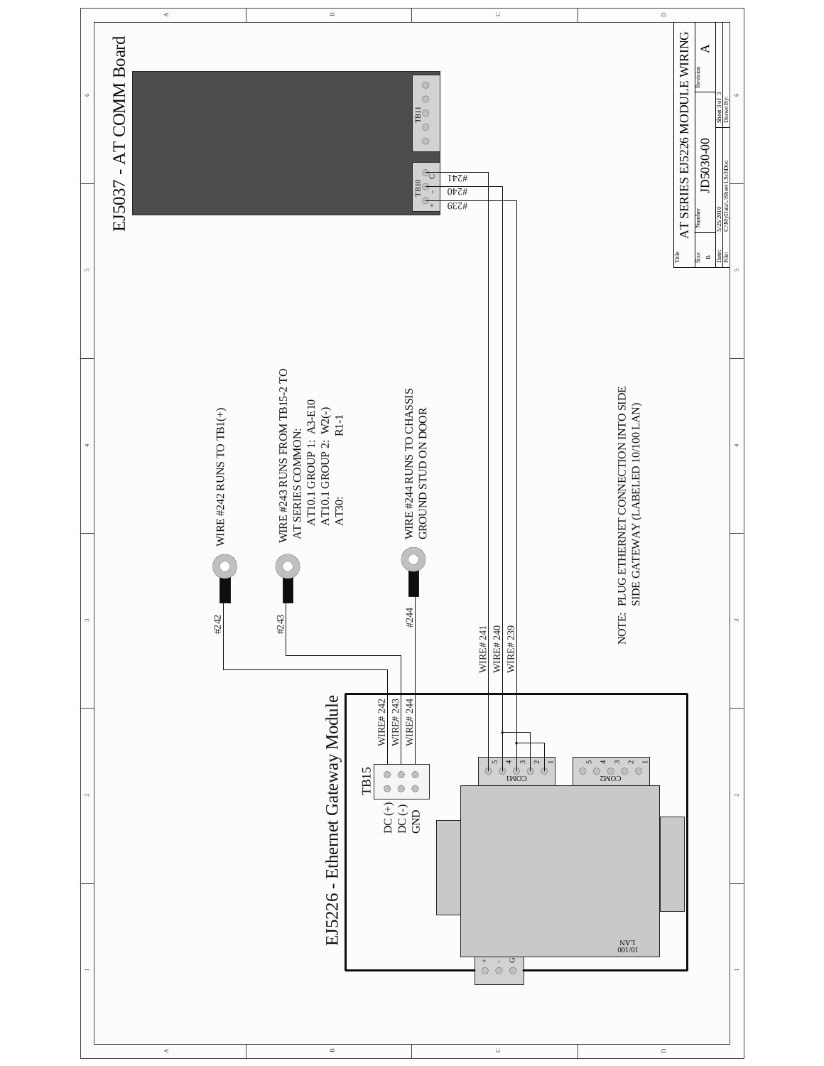# EJ5037 - AT COMM Board

TB11

TB10
+ - C

#241
#240
#239

WIRE #242 RUNS TO TB1(+)

WIRE #243 RUNS FROM TB15-2 TO
AT SERIES COMMON:
AT10.1 GROUP 1: A3-E10
AT10.1 GROUP 2: W2(-)
AT30: R1-1

WIRE #244 RUNS TO CHASSIS
GROUND STUD ON DOOR

NOTE: PLUG ETHERNET CONNECTION INTO SIDE
SIDE GATEWAY (LABELED 10/100 LAN)

#242
#243
#244

WIRE# 241
WIRE# 240
WIRE# 239

# EJ5226 - Ethernet Gateway Module

TB15

WIRE# 242
WIRE# 243
WIRE# 244

DC (+)
DC (-)
GND

COM1
5 4 3 2 1

COM2
5 4 3 2 1

10/100
LAN

+ - G

| | | |
|---|---|---|
| Title | AT SERIES EJ5226 MODULE WIRING | |
| Size: B | Number: JD5030-00 | Revision: A |
| Date: 5/25/2010 | Sheet 3 of 3 | |
| File: C:\MyData\..\Sheet1.SchDoc | Drawn By: | |